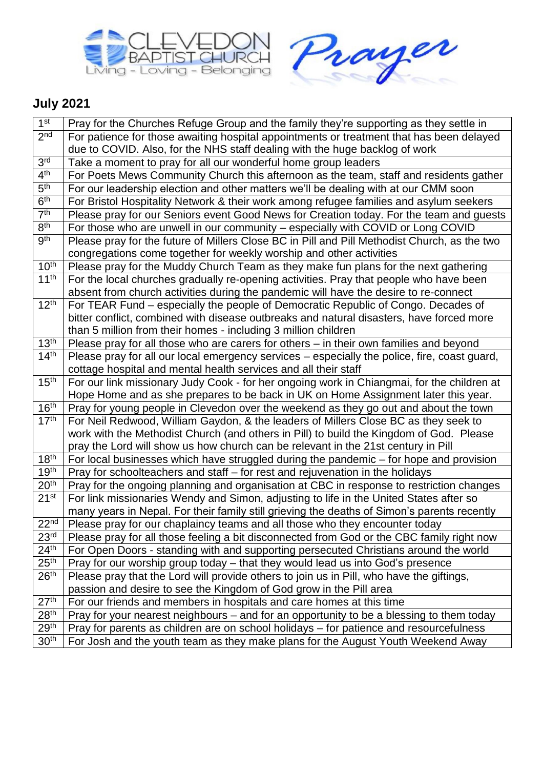CLEVEDON BAPTIST CHURCH
Living - Loving - Belonging

Prayer

## July 2021

| | |
|---|---|
| 1st | Pray for the Churches Refuge Group and the family they're supporting as they settle in |
| 2nd | For patience for those awaiting hospital appointments or treatment that has been delayed due to COVID. Also, for the NHS staff dealing with the huge backlog of work |
| 3rd | Take a moment to pray for all our wonderful home group leaders |
| 4th | For Poets Mews Community Church this afternoon as the team, staff and residents gather |
| 5th | For our leadership election and other matters we'll be dealing with at our CMM soon |
| 6th | For Bristol Hospitality Network & their work among refugee families and asylum seekers |
| 7th | Please pray for our Seniors event Good News for Creation today. For the team and guests |
| 8th | For those who are unwell in our community – especially with COVID or Long COVID |
| 9th | Please pray for the future of Millers Close BC in Pill and Pill Methodist Church, as the two congregations come together for weekly worship and other activities |
| 10th | Please pray for the Muddy Church Team as they make fun plans for the next gathering |
| 11th | For the local churches gradually re-opening activities. Pray that people who have been absent from church activities during the pandemic will have the desire to re-connect |
| 12th | For TEAR Fund – especially the people of Democratic Republic of Congo. Decades of bitter conflict, combined with disease outbreaks and natural disasters, have forced more than 5 million from their homes - including 3 million children |
| 13th | Please pray for all those who are carers for others – in their own families and beyond |
| 14th | Please pray for all our local emergency services – especially the police, fire, coast guard, cottage hospital and mental health services and all their staff |
| 15th | For our link missionary Judy Cook - for her ongoing work in Chiangmai, for the children at Hope Home and as she prepares to be back in UK on Home Assignment later this year. |
| 16th | Pray for young people in Clevedon over the weekend as they go out and about the town |
| 17th | For Neil Redwood, William Gaydon, & the leaders of Millers Close BC as they seek to work with the Methodist Church (and others in Pill) to build the Kingdom of God. Please pray the Lord will show us how church can be relevant in the 21st century in Pill |
| 18th | For local businesses which have struggled during the pandemic – for hope and provision |
| 19th | Pray for schoolteachers and staff – for rest and rejuvenation in the holidays |
| 20th | Pray for the ongoing planning and organisation at CBC in response to restriction changes |
| 21st | For link missionaries Wendy and Simon, adjusting to life in the United States after so many years in Nepal. For their family still grieving the deaths of Simon's parents recently |
| 22nd | Please pray for our chaplaincy teams and all those who they encounter today |
| 23rd | Please pray for all those feeling a bit disconnected from God or the CBC family right now |
| 24th | For Open Doors - standing with and supporting persecuted Christians around the world |
| 25th | Pray for our worship group today – that they would lead us into God's presence |
| 26th | Please pray that the Lord will provide others to join us in Pill, who have the giftings, passion and desire to see the Kingdom of God grow in the Pill area |
| 27th | For our friends and members in hospitals and care homes at this time |
| 28th | Pray for your nearest neighbours – and for an opportunity to be a blessing to them today |
| 29th | Pray for parents as children are on school holidays – for patience and resourcefulness |
| 30th | For Josh and the youth team as they make plans for the August Youth Weekend Away |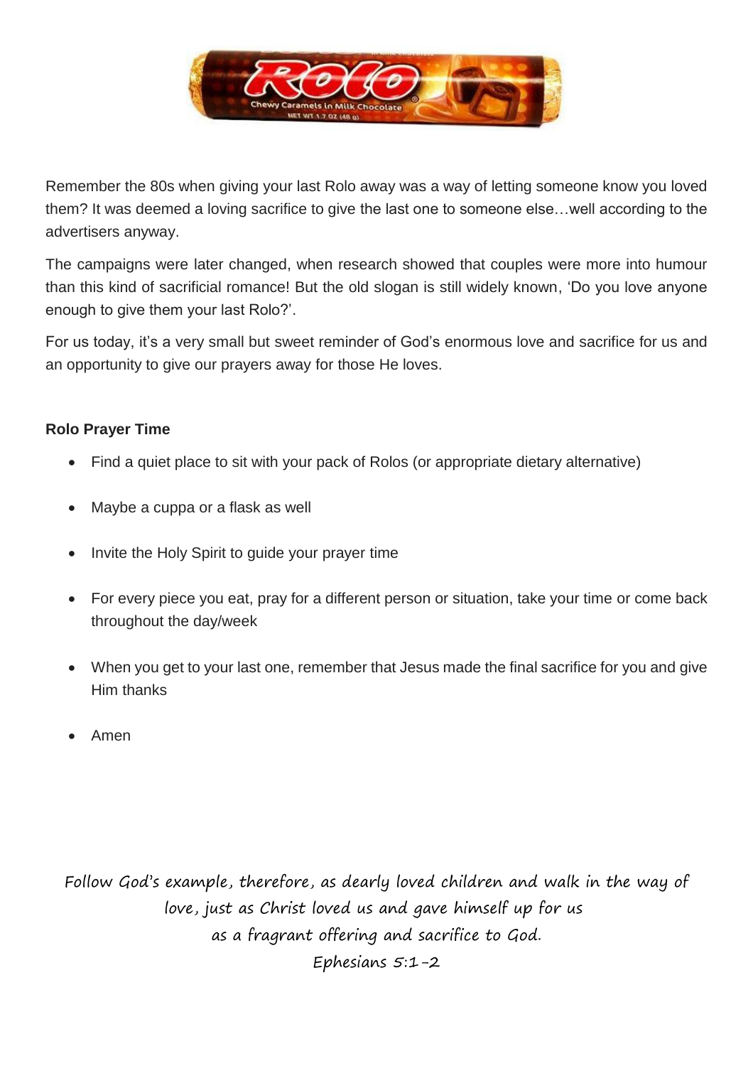Remember the 80s when giving your last Rolo away was a way of letting someone know you loved them? It was deemed a loving sacrifice to give the last one to someone else…well according to the advertisers anyway.

The campaigns were later changed, when research showed that couples were more into humour than this kind of sacrificial romance! But the old slogan is still widely known, 'Do you love anyone enough to give them your last Rolo?'.

For us today, it's a very small but sweet reminder of God's enormous love and sacrifice for us and an opportunity to give our prayers away for those He loves.

**Rolo Prayer Time**

- Find a quiet place to sit with your pack of Rolos (or appropriate dietary alternative)
- Maybe a cuppa or a flask as well
- Invite the Holy Spirit to guide your prayer time
- For every piece you eat, pray for a different person or situation, take your time or come back throughout the day/week
- When you get to your last one, remember that Jesus made the final sacrifice for you and give Him thanks
- Amen

*Follow God's example, therefore, as dearly loved children and walk in the way of love, just as Christ loved us and gave himself up for us as a fragrant offering and sacrifice to God.*

*Ephesians 5:1-2*